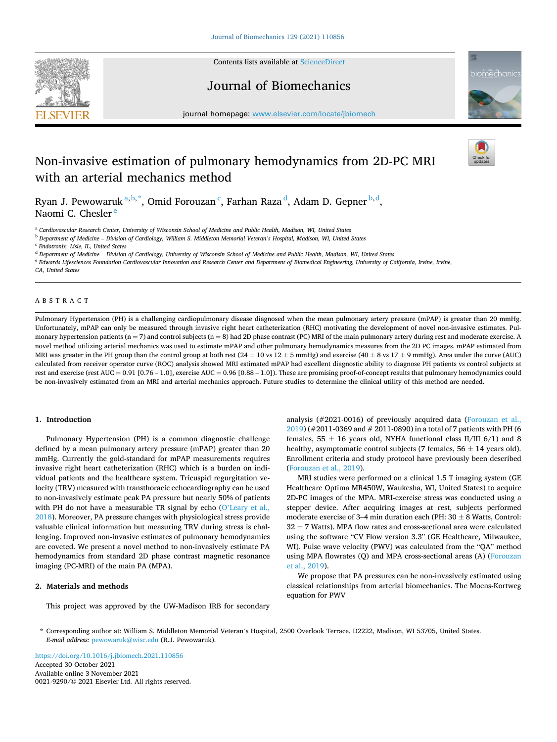# Non-invasive estimation of pulmonary hemodynamics from 2D-PC MRI with an arterial mechanics method

Ryan J. Pewowaruk [a,b,*], Omid Forouzan [c], Farhan Raza [d], Adam D. Gepner [b,d], Naomi C. Chesler [e]

[a] Cardiovascular Research Center, University of Wisconsin School of Medicine and Public Health, Madison, WI, United States
[b] Department of Medicine – Division of Cardiology, William S. Middleton Memorial Veteran's Hospital, Madison, WI, United States
[c] Endotronix, Lisle, IL, United States
[d] Department of Medicine – Division of Cardiology, University of Wisconsin School of Medicine and Public Health, Madison, WI, United States
[e] Edwards Lifesciences Foundation Cardiovascular Innovation and Research Center and Department of Biomedical Engineering, University of California, Irvine, Irvine, CA, United States

## ABSTRACT

Pulmonary Hypertension (PH) is a challenging cardiopulmonary disease diagnosed when the mean pulmonary artery pressure (mPAP) is greater than 20 mmHg. Unfortunately, mPAP can only be measured through invasive right heart catheterization (RHC) motivating the development of novel non-invasive estimates. Pulmonary hypertension patients (n = 7) and control subjects (n = 8) had 2D phase contrast (PC) MRI of the main pulmonary artery during rest and moderate exercise. A novel method utilizing arterial mechanics was used to estimate mPAP and other pulmonary hemodynamics measures from the 2D PC images. mPAP estimated from MRI was greater in the PH group than the control group at both rest (24 ± 10 vs 12 ± 5 mmHg) and exercise (40 ± 8 vs 17 ± 9 mmHg). Area under the curve (AUC) calculated from receiver operator curve (ROC) analysis showed MRI estimated mPAP had excellent diagnostic ability to diagnose PH patients vs control subjects at rest and exercise (rest AUC = 0.91 [0.76 – 1.0], exercise AUC = 0.96 [0.88 – 1.0]). These are promising proof-of-concept results that pulmonary hemodynamics could be non-invasively estimated from an MRI and arterial mechanics approach. Future studies to determine the clinical utility of this method are needed.

## 1. Introduction

Pulmonary Hypertension (PH) is a common diagnostic challenge defined by a mean pulmonary artery pressure (mPAP) greater than 20 mmHg. Currently the gold-standard for mPAP measurements requires invasive right heart catheterization (RHC) which is a burden on individual patients and the healthcare system. Tricuspid regurgitation velocity (TRV) measured with transthoracic echocardiography can be used to non-invasively estimate peak PA pressure but nearly 50% of patients with PH do not have a measurable TR signal by echo (O'Leary et al., 2018). Moreover, PA pressure changes with physiological stress provide valuable clinical information but measuring TRV during stress is challenging. Improved non-invasive estimates of pulmonary hemodynamics are coveted. We present a novel method to non-invasively estimate PA hemodynamics from standard 2D phase contrast magnetic resonance imaging (PC-MRI) of the main PA (MPA).

## 2. Materials and methods

This project was approved by the UW-Madison IRB for secondary analysis (#2021-0016) of previously acquired data (Forouzan et al., 2019) (#2011-0369 and # 2011-0890) in a total of 7 patients with PH (6 females, 55 ± 16 years old, NYHA functional class II/III 6/1) and 8 healthy, asymptomatic control subjects (7 females, 56 ± 14 years old). Enrollment criteria and study protocol have previously been described (Forouzan et al., 2019).

MRI studies were performed on a clinical 1.5 T imaging system (GE Healthcare Optima MR450W, Waukesha, WI, United States) to acquire 2D-PC images of the MPA. MRI-exercise stress was conducted using a stepper device. After acquiring images at rest, subjects performed moderate exercise of 3–4 min duration each (PH: 30 ± 8 Watts, Control: 32 ± 7 Watts). MPA flow rates and cross-sectional area were calculated using the software "CV Flow version 3.3" (GE Healthcare, Milwaukee, WI). Pulse wave velocity (PWV) was calculated from the "QA" method using MPA flowrates (Q) and MPA cross-sectional areas (A) (Forouzan et al., 2019).

We propose that PA pressures can be non-invasively estimated using classical relationships from arterial biomechanics. The Moens-Kortweg equation for PWV

* Corresponding author at: William S. Middleton Memorial Veteran's Hospital, 2500 Overlook Terrace, D2222, Madison, WI 53705, United States.
*E-mail address:* pewowaruk@wisc.edu (R.J. Pewowaruk).

https://doi.org/10.1016/j.jbiomech.2021.110856
Accepted 30 October 2021
Available online 3 November 2021
0021-9290/© 2021 Elsevier Ltd. All rights reserved.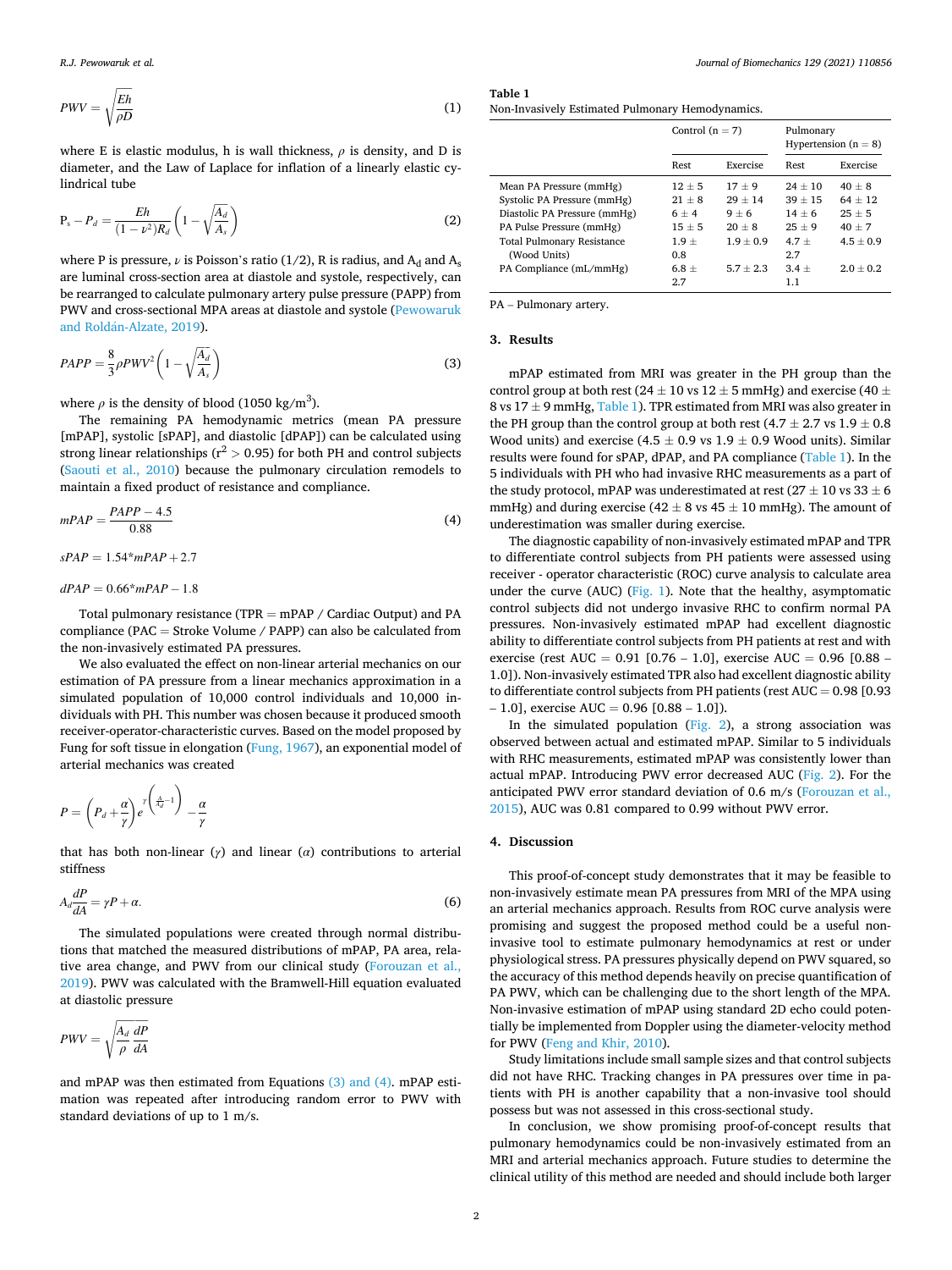$$PWV = \sqrt{\frac{Eh}{\rho D}} \tag{1}$$

where E is elastic modulus, h is wall thickness, $\rho$ is density, and D is diameter, and the Law of Laplace for inflation of a linearly elastic cylindrical tube

$$P_s - P_d = \frac{Eh}{(1-\nu^2)R_d}\left(1 - \sqrt{\frac{A_d}{A_s}}\right) \tag{2}$$

where P is pressure, $\nu$ is Poisson's ratio (1/2), R is radius, and $A_d$ and $A_s$ are luminal cross-section area at diastole and systole, respectively, can be rearranged to calculate pulmonary artery pulse pressure (PAPP) from PWV and cross-sectional MPA areas at diastole and systole (Pewowaruk and Roldán-Alzate, 2019).

$$PAPP = \frac{8}{3}\rho PWV^2\left(1 - \sqrt{\frac{A_d}{A_s}}\right) \tag{3}$$

where $\rho$ is the density of blood (1050 kg/m$^3$).

The remaining PA hemodynamic metrics (mean PA pressure [mPAP], systolic [sPAP], and diastolic [dPAP]) can be calculated using strong linear relationships ($r^2 > 0.95$) for both PH and control subjects (Saouti et al., 2010) because the pulmonary circulation remodels to maintain a fixed product of resistance and compliance.

$$mPAP = \frac{PAPP - 4.5}{0.88} \tag{4}$$

$$sPAP = 1.54 * mPAP + 2.7$$

$$dPAP = 0.66 * mPAP - 1.8$$

Total pulmonary resistance (TPR = mPAP / Cardiac Output) and PA compliance (PAC = Stroke Volume / PAPP) can also be calculated from the non-invasively estimated PA pressures.

We also evaluated the effect on non-linear arterial mechanics on our estimation of PA pressure from a linear mechanics approximation in a simulated population of 10,000 control individuals and 10,000 individuals with PH. This number was chosen because it produced smooth receiver-operator-characteristic curves. Based on the model proposed by Fung for soft tissue in elongation (Fung, 1967), an exponential model of arterial mechanics was created

$$P = \left(P_d + \frac{\alpha}{\gamma}\right)e^{\gamma\left(\frac{A}{A_d}-1\right)} - \frac{\alpha}{\gamma}$$

that has both non-linear ($\gamma$) and linear ($\alpha$) contributions to arterial stiffness

$$A_d\frac{dP}{dA} = \gamma P + \alpha. \tag{6}$$

The simulated populations were created through normal distributions that matched the measured distributions of mPAP, PA area, relative area change, and PWV from our clinical study (Forouzan et al., 2019). PWV was calculated with the Bramwell-Hill equation evaluated at diastolic pressure

$$PWV = \sqrt{\frac{A_d}{\rho}\frac{dP}{dA}}$$

and mPAP was then estimated from Equations (3) and (4). mPAP estimation was repeated after introducing random error to PWV with standard deviations of up to 1 m/s.

**Table 1**
Non-Invasively Estimated Pulmonary Hemodynamics.

| | Control (n = 7) | | Pulmonary Hypertension (n = 8) | |
|---|---|---|---|---|
| | Rest | Exercise | Rest | Exercise |
| Mean PA Pressure (mmHg) | 12 ± 5 | 17 ± 9 | 24 ± 10 | 40 ± 8 |
| Systolic PA Pressure (mmHg) | 21 ± 8 | 29 ± 14 | 39 ± 15 | 64 ± 12 |
| Diastolic PA Pressure (mmHg) | 6 ± 4 | 9 ± 6 | 14 ± 6 | 25 ± 5 |
| PA Pulse Pressure (mmHg) | 15 ± 5 | 20 ± 8 | 25 ± 9 | 40 ± 7 |
| Total Pulmonary Resistance (Wood Units) | 1.9 ± 0.8 | 1.9 ± 0.9 | 4.7 ± 2.7 | 4.5 ± 0.9 |
| PA Compliance (mL/mmHg) | 6.8 ± 2.7 | 5.7 ± 2.3 | 3.4 ± 1.1 | 2.0 ± 0.2 |

PA – Pulmonary artery.

## 3. Results

mPAP estimated from MRI was greater in the PH group than the control group at both rest (24 ± 10 vs 12 ± 5 mmHg) and exercise (40 ± 8 vs 17 ± 9 mmHg, Table 1). TPR estimated from MRI was also greater in the PH group than the control group at both rest (4.7 ± 2.7 vs 1.9 ± 0.8 Wood units) and exercise (4.5 ± 0.9 vs 1.9 ± 0.9 Wood units). Similar results were found for sPAP, dPAP, and PA compliance (Table 1). In the 5 individuals with PH who had invasive RHC measurements as a part of the study protocol, mPAP was underestimated at rest (27 ± 10 vs 33 ± 6 mmHg) and during exercise (42 ± 8 vs 45 ± 10 mmHg). The amount of underestimation was smaller during exercise.

The diagnostic capability of non-invasively estimated mPAP and TPR to differentiate control subjects from PH patients were assessed using receiver - operator characteristic (ROC) curve analysis to calculate area under the curve (AUC) (Fig. 1). Note that the healthy, asymptomatic control subjects did not undergo invasive RHC to confirm normal PA pressures. Non-invasively estimated mPAP had excellent diagnostic ability to differentiate control subjects from PH patients at rest and with exercise (rest AUC = 0.91 [0.76 – 1.0], exercise AUC = 0.96 [0.88 – 1.0]). Non-invasively estimated TPR also had excellent diagnostic ability to differentiate control subjects from PH patients (rest AUC = 0.98 [0.93 – 1.0], exercise AUC = 0.96 [0.88 – 1.0]).

In the simulated population (Fig. 2), a strong association was observed between actual and estimated mPAP. Similar to 5 individuals with RHC measurements, estimated mPAP was consistently lower than actual mPAP. Introducing PWV error decreased AUC (Fig. 2). For the anticipated PWV error standard deviation of 0.6 m/s (Forouzan et al., 2015), AUC was 0.81 compared to 0.99 without PWV error.

## 4. Discussion

This proof-of-concept study demonstrates that it may be feasible to non-invasively estimate mean PA pressures from MRI of the MPA using an arterial mechanics approach. Results from ROC curve analysis were promising and suggest the proposed method could be a useful non-invasive tool to estimate pulmonary hemodynamics at rest or under physiological stress. PA pressures physically depend on PWV squared, so the accuracy of this method depends heavily on precise quantification of PA PWV, which can be challenging due to the short length of the MPA. Non-invasive estimation of mPAP using standard 2D echo could potentially be implemented from Doppler using the diameter-velocity method for PWV (Feng and Khir, 2010).

Study limitations include small sample sizes and that control subjects did not have RHC. Tracking changes in PA pressures over time in patients with PH is another capability that a non-invasive tool should possess but was not assessed in this cross-sectional study.

In conclusion, we show promising proof-of-concept results that pulmonary hemodynamics could be non-invasively estimated from an MRI and arterial mechanics approach. Future studies to determine the clinical utility of this method are needed and should include both larger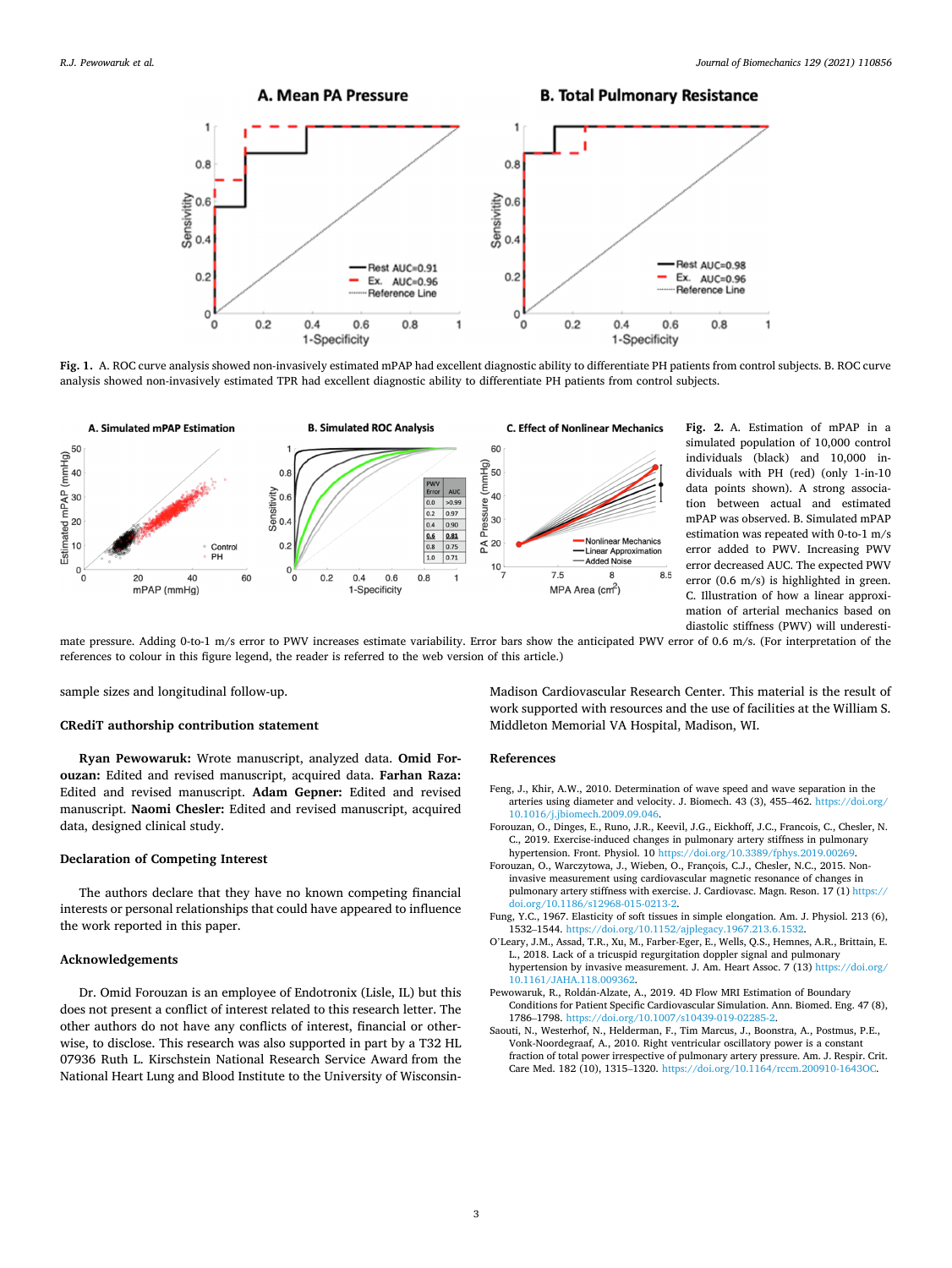A. Mean PA Pressure

Sensitivity

1-Specificity

Rest AUC=0.91

Ex. AUC=0.96

Reference Line

B. Total Pulmonary Resistance

Sensitivity

1-Specificity

Rest AUC=0.98

Ex. AUC=0.96

Reference Line

**Fig. 1.** A. ROC curve analysis showed non-invasively estimated mPAP had excellent diagnostic ability to differentiate PH patients from control subjects. B. ROC curve analysis showed non-invasively estimated TPR had excellent diagnostic ability to differentiate PH patients from control subjects.

A. Simulated mPAP Estimation

Estimated mPAP (mmHg)

mPAP (mmHg)

Control

PH

B. Simulated ROC Analysis

Sensitivity

1-Specificity

PWV Error | AUC

0.0 | >0.99

0.2 | 0.97

0.4 | 0.90

0.6 | 0.81

0.8 | 0.75

1.0 | 0.71

C. Effect of Nonlinear Mechanics

PA Pressure (mmHg)

MPA Area (cm$^2$)

Nonlinear Mechanics

Linear Approximation

Added Noise

**Fig. 2.** A. Estimation of mPAP in a simulated population of 10,000 control individuals (black) and 10,000 individuals with PH (red) (only 1-in-10 data points shown). A strong association between actual and estimated mPAP was observed. B. Simulated mPAP estimation was repeated with 0-to-1 m/s error added to PWV. Increasing PWV error decreased AUC. The expected PWV error (0.6 m/s) is highlighted in green. C. Illustration of how a linear approximation of arterial mechanics based on diastolic stiffness (PWV) will underestimate pressure. Adding 0-to-1 m/s error to PWV increases estimate variability. Error bars show the anticipated PWV error of 0.6 m/s. (For interpretation of the references to colour in this figure legend, the reader is referred to the web version of this article.)

sample sizes and longitudinal follow-up.

### CRediT authorship contribution statement

**Ryan Pewowaruk:** Wrote manuscript, analyzed data. **Omid Forouzan:** Edited and revised manuscript, acquired data. **Farhan Raza:** Edited and revised manuscript. **Adam Gepner:** Edited and revised manuscript. **Naomi Chesler:** Edited and revised manuscript, acquired data, designed clinical study.

### Declaration of Competing Interest

The authors declare that they have no known competing financial interests or personal relationships that could have appeared to influence the work reported in this paper.

### Acknowledgements

Dr. Omid Forouzan is an employee of Endotronix (Lisle, IL) but this does not present a conflict of interest related to this research letter. The other authors do not have any conflicts of interest, financial or otherwise, to disclose. This research was also supported in part by a T32 HL 07936 Ruth L. Kirschstein National Research Service Award from the National Heart Lung and Blood Institute to the University of Wisconsin-Madison Cardiovascular Research Center. This material is the result of work supported with resources and the use of facilities at the William S. Middleton Memorial VA Hospital, Madison, WI.

### References

Feng, J., Khir, A.W., 2010. Determination of wave speed and wave separation in the arteries using diameter and velocity. J. Biomech. 43 (3), 455–462. https://doi.org/10.1016/j.jbiomech.2009.09.046.

Forouzan, O., Dinges, E., Runo, J.R., Keevil, J.G., Eickhoff, J.C., Francois, C., Chesler, N. C., 2019. Exercise-induced changes in pulmonary artery stiffness in pulmonary hypertension. Front. Physiol. 10 https://doi.org/10.3389/fphys.2019.00269.

Forouzan, O., Warczytowa, J., Wieben, O., François, C.J., Chesler, N.C., 2015. Non-invasive measurement using cardiovascular magnetic resonance of changes in pulmonary artery stiffness with exercise. J. Cardiovasc. Magn. Reson. 17 (1) https://doi.org/10.1186/s12968-015-0213-2.

Fung, Y.C., 1967. Elasticity of soft tissues in simple elongation. Am. J. Physiol. 213 (6), 1532–1544. https://doi.org/10.1152/ajplegacy.1967.213.6.1532.

O'Leary, J.M., Assad, T.R., Xu, M., Farber-Eger, E., Wells, Q.S., Hemnes, A.R., Brittain, E. L., 2018. Lack of a tricuspid regurgitation doppler signal and pulmonary hypertension by invasive measurement. J. Am. Heart Assoc. 7 (13) https://doi.org/10.1161/JAHA.118.009362.

Pewowaruk, R., Roldán-Alzate, A., 2019. 4D Flow MRI Estimation of Boundary Conditions for Patient Specific Cardiovascular Simulation. Ann. Biomed. Eng. 47 (8), 1786–1798. https://doi.org/10.1007/s10439-019-02285-2.

Saouti, N., Westerhof, N., Helderman, F., Tim Marcus, J., Boonstra, A., Postmus, P.E., Vonk-Noordegraaf, A., 2010. Right ventricular oscillatory power is a constant fraction of total power irrespective of pulmonary artery pressure. Am. J. Respir. Crit. Care Med. 182 (10), 1315–1320. https://doi.org/10.1164/rccm.200910-1643OC.